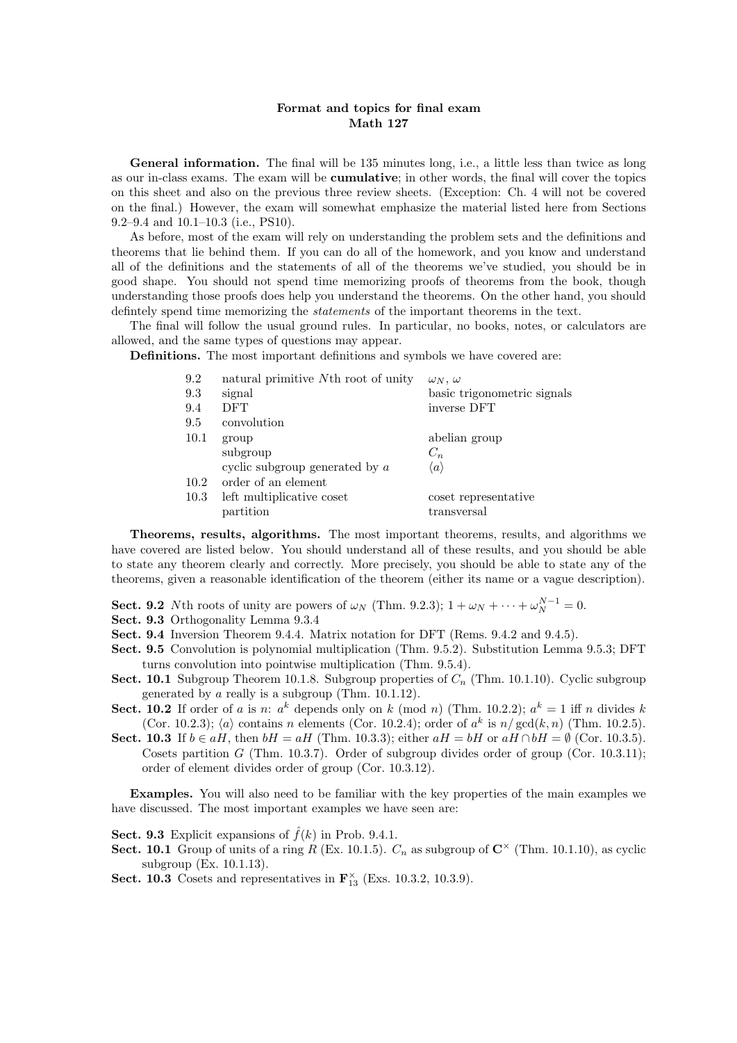**Format and topics for final exam**
**Math 127**

**General information.** The final will be 135 minutes long, i.e., a little less than twice as long as our in-class exams. The exam will be **cumulative**; in other words, the final will cover the topics on this sheet and also on the previous three review sheets. (Exception: Ch. 4 will not be covered on the final.) However, the exam will somewhat emphasize the material listed here from Sections 9.2–9.4 and 10.1–10.3 (i.e., PS10).

As before, most of the exam will rely on understanding the problem sets and the definitions and theorems that lie behind them. If you can do all of the homework, and you know and understand all of the definitions and the statements of all of the theorems we've studied, you should be in good shape. You should not spend time memorizing proofs of theorems from the book, though understanding those proofs does help you understand the theorems. On the other hand, you should defintely spend time memorizing the *statements* of the important theorems in the text.

The final will follow the usual ground rules. In particular, no books, notes, or calculators are allowed, and the same types of questions may appear.

**Definitions.** The most important definitions and symbols we have covered are:

| | | |
|---|---|---|
| 9.2 | natural primitive $N$th root of unity | $\omega_N$, $\omega$ |
| 9.3 | signal | basic trigonometric signals |
| 9.4 | DFT | inverse DFT |
| 9.5 | convolution | |
| 10.1 | group | abelian group |
| | subgroup | $C_n$ |
| | cyclic subgroup generated by $a$ | $\langle a \rangle$ |
| 10.2 | order of an element | |
| 10.3 | left multiplicative coset | coset representative |
| | partition | transversal |

**Theorems, results, algorithms.** The most important theorems, results, and algorithms we have covered are listed below. You should understand all of these results, and you should be able to state any theorem clearly and correctly. More precisely, you should be able to state any of the theorems, given a reasonable identification of the theorem (either its name or a vague description).

**Sect. 9.2** $N$th roots of unity are powers of $\omega_N$ (Thm. 9.2.3); $1 + \omega_N + \cdots + \omega_N^{N-1} = 0$.

**Sect. 9.3** Orthogonality Lemma 9.3.4

**Sect. 9.4** Inversion Theorem 9.4.4. Matrix notation for DFT (Rems. 9.4.2 and 9.4.5).

**Sect. 9.5** Convolution is polynomial multiplication (Thm. 9.5.2). Substitution Lemma 9.5.3; DFT turns convolution into pointwise multiplication (Thm. 9.5.4).

**Sect. 10.1** Subgroup Theorem 10.1.8. Subgroup properties of $C_n$ (Thm. 10.1.10). Cyclic subgroup generated by $a$ really is a subgroup (Thm. 10.1.12).

**Sect. 10.2** If order of $a$ is $n$: $a^k$ depends only on $k \pmod n$ (Thm. 10.2.2); $a^k = 1$ iff $n$ divides $k$ (Cor. 10.2.3); $\langle a \rangle$ contains $n$ elements (Cor. 10.2.4); order of $a^k$ is $n/\gcd(k, n)$ (Thm. 10.2.5).

**Sect. 10.3** If $b \in aH$, then $bH = aH$ (Thm. 10.3.3); either $aH = bH$ or $aH \cap bH = \emptyset$ (Cor. 10.3.5). Cosets partition $G$ (Thm. 10.3.7). Order of subgroup divides order of group (Cor. 10.3.11); order of element divides order of group (Cor. 10.3.12).

**Examples.** You will also need to be familiar with the key properties of the main examples we have discussed. The most important examples we have seen are:

**Sect. 9.3** Explicit expansions of $\hat{f}(k)$ in Prob. 9.4.1.

**Sect. 10.1** Group of units of a ring $R$ (Ex. 10.1.5). $C_n$ as subgroup of $\mathbf{C}^\times$ (Thm. 10.1.10), as cyclic subgroup (Ex. 10.1.13).

**Sect. 10.3** Cosets and representatives in $\mathbf{F}_{13}^\times$ (Exs. 10.3.2, 10.3.9).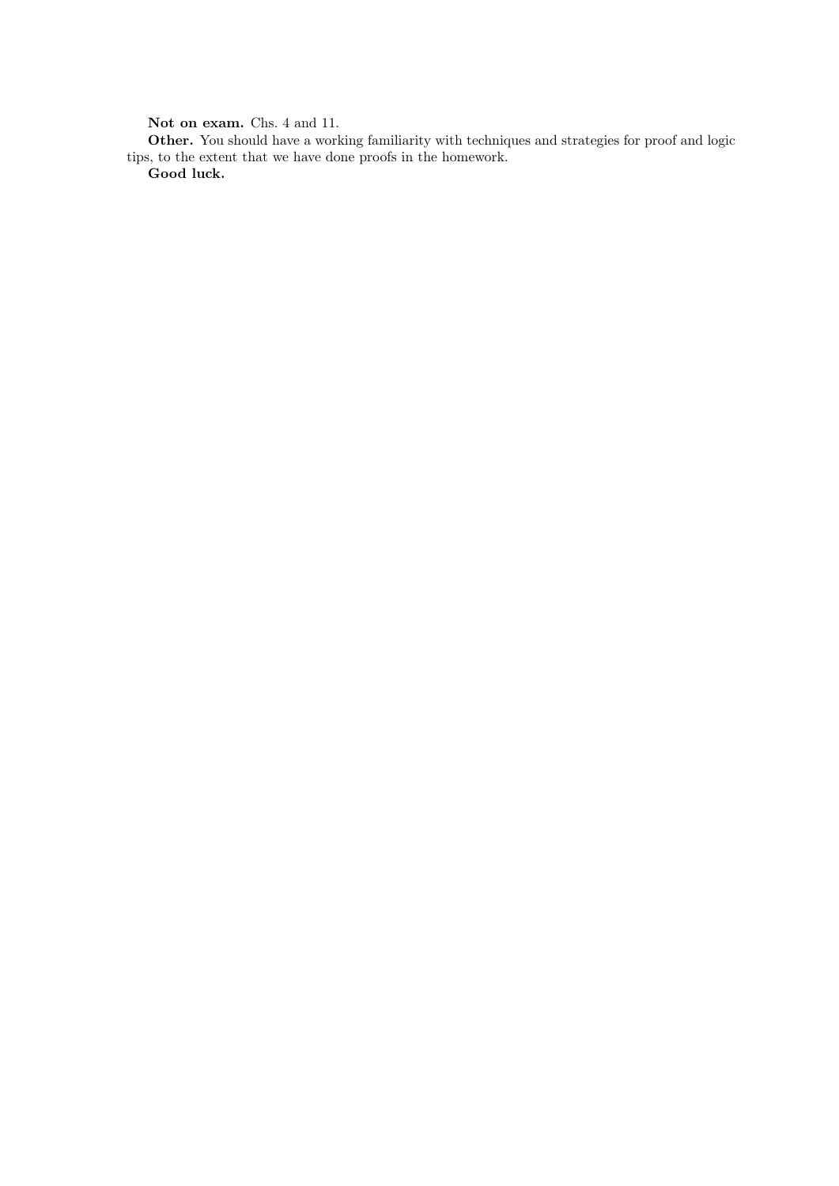**Not on exam.** Chs. 4 and 11.

**Other.** You should have a working familiarity with techniques and strategies for proof and logic tips, to the extent that we have done proofs in the homework.

**Good luck.**